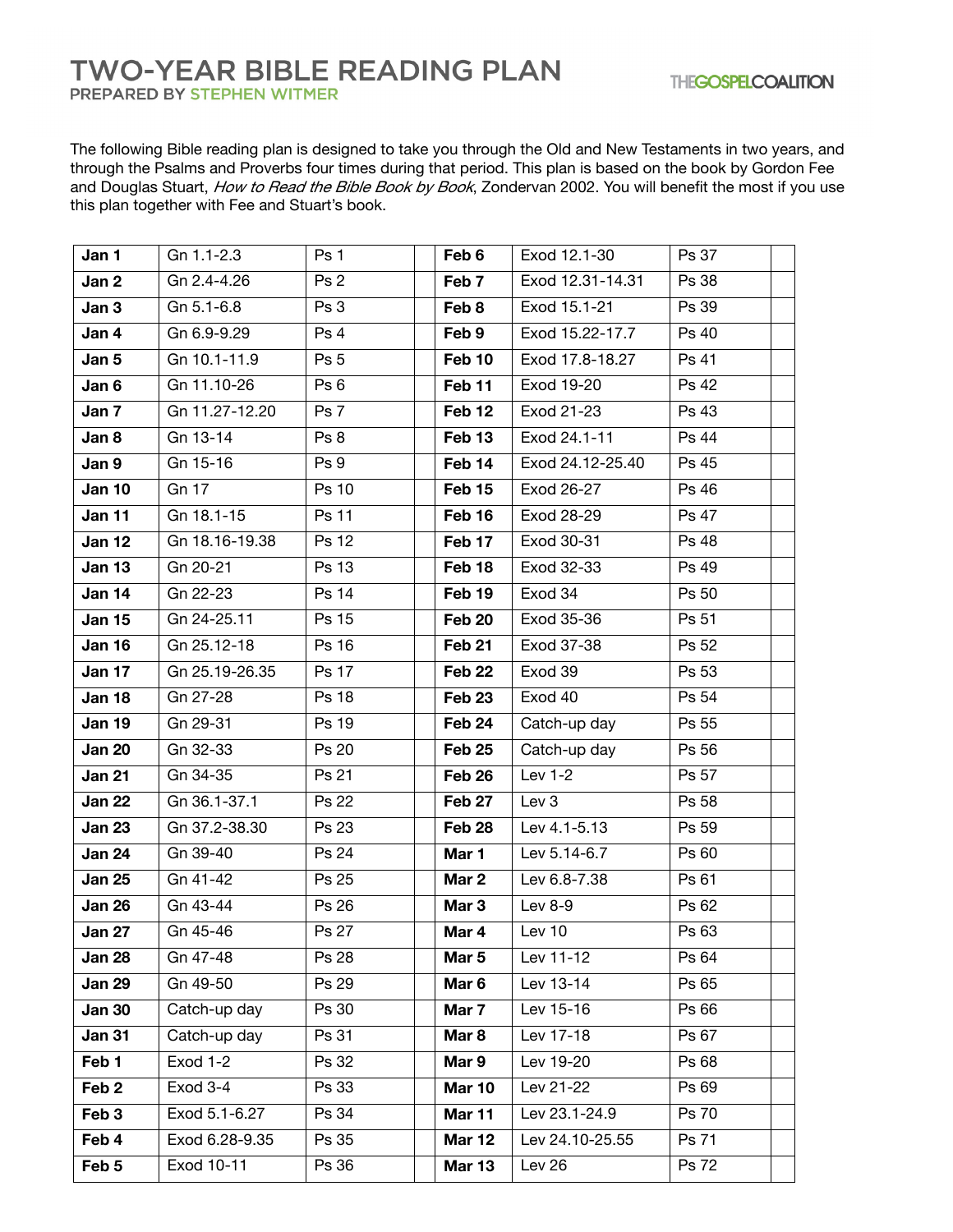# TWO-YEAR BIBLE READING PLAN

PREPARED BY STEPHEN WITMER

THE GOSPEL COALITION

The following Bible reading plan is designed to take you through the Old and New Testaments in two years, and through the Psalms and Proverbs four times during that period. This plan is based on the book by Gordon Fee and Douglas Stuart, *How to Read the Bible Book by Book*, Zondervan 2002. You will benefit the most if you use this plan together with Fee and Stuart's book.

| | | | | | | | |
|---|---|---|---|---|---|---|---|
| **Jan 1** | Gn 1.1-2.3 | Ps 1 | | **Feb 6** | Exod 12.1-30 | Ps 37 | |
| **Jan 2** | Gn 2.4-4.26 | Ps 2 | | **Feb 7** | Exod 12.31-14.31 | Ps 38 | |
| **Jan 3** | Gn 5.1-6.8 | Ps 3 | | **Feb 8** | Exod 15.1-21 | Ps 39 | |
| **Jan 4** | Gn 6.9-9.29 | Ps 4 | | **Feb 9** | Exod 15.22-17.7 | Ps 40 | |
| **Jan 5** | Gn 10.1-11.9 | Ps 5 | | **Feb 10** | Exod 17.8-18.27 | Ps 41 | |
| **Jan 6** | Gn 11.10-26 | Ps 6 | | **Feb 11** | Exod 19-20 | Ps 42 | |
| **Jan 7** | Gn 11.27-12.20 | Ps 7 | | **Feb 12** | Exod 21-23 | Ps 43 | |
| **Jan 8** | Gn 13-14 | Ps 8 | | **Feb 13** | Exod 24.1-11 | Ps 44 | |
| **Jan 9** | Gn 15-16 | Ps 9 | | **Feb 14** | Exod 24.12-25.40 | Ps 45 | |
| **Jan 10** | Gn 17 | Ps 10 | | **Feb 15** | Exod 26-27 | Ps 46 | |
| **Jan 11** | Gn 18.1-15 | Ps 11 | | **Feb 16** | Exod 28-29 | Ps 47 | |
| **Jan 12** | Gn 18.16-19.38 | Ps 12 | | **Feb 17** | Exod 30-31 | Ps 48 | |
| **Jan 13** | Gn 20-21 | Ps 13 | | **Feb 18** | Exod 32-33 | Ps 49 | |
| **Jan 14** | Gn 22-23 | Ps 14 | | **Feb 19** | Exod 34 | Ps 50 | |
| **Jan 15** | Gn 24-25.11 | Ps 15 | | **Feb 20** | Exod 35-36 | Ps 51 | |
| **Jan 16** | Gn 25.12-18 | Ps 16 | | **Feb 21** | Exod 37-38 | Ps 52 | |
| **Jan 17** | Gn 25.19-26.35 | Ps 17 | | **Feb 22** | Exod 39 | Ps 53 | |
| **Jan 18** | Gn 27-28 | Ps 18 | | **Feb 23** | Exod 40 | Ps 54 | |
| **Jan 19** | Gn 29-31 | Ps 19 | | **Feb 24** | Catch-up day | Ps 55 | |
| **Jan 20** | Gn 32-33 | Ps 20 | | **Feb 25** | Catch-up day | Ps 56 | |
| **Jan 21** | Gn 34-35 | Ps 21 | | **Feb 26** | Lev 1-2 | Ps 57 | |
| **Jan 22** | Gn 36.1-37.1 | Ps 22 | | **Feb 27** | Lev 3 | Ps 58 | |
| **Jan 23** | Gn 37.2-38.30 | Ps 23 | | **Feb 28** | Lev 4.1-5.13 | Ps 59 | |
| **Jan 24** | Gn 39-40 | Ps 24 | | **Mar 1** | Lev 5.14-6.7 | Ps 60 | |
| **Jan 25** | Gn 41-42 | Ps 25 | | **Mar 2** | Lev 6.8-7.38 | Ps 61 | |
| **Jan 26** | Gn 43-44 | Ps 26 | | **Mar 3** | Lev 8-9 | Ps 62 | |
| **Jan 27** | Gn 45-46 | Ps 27 | | **Mar 4** | Lev 10 | Ps 63 | |
| **Jan 28** | Gn 47-48 | Ps 28 | | **Mar 5** | Lev 11-12 | Ps 64 | |
| **Jan 29** | Gn 49-50 | Ps 29 | | **Mar 6** | Lev 13-14 | Ps 65 | |
| **Jan 30** | Catch-up day | Ps 30 | | **Mar 7** | Lev 15-16 | Ps 66 | |
| **Jan 31** | Catch-up day | Ps 31 | | **Mar 8** | Lev 17-18 | Ps 67 | |
| **Feb 1** | Exod 1-2 | Ps 32 | | **Mar 9** | Lev 19-20 | Ps 68 | |
| **Feb 2** | Exod 3-4 | Ps 33 | | **Mar 10** | Lev 21-22 | Ps 69 | |
| **Feb 3** | Exod 5.1-6.27 | Ps 34 | | **Mar 11** | Lev 23.1-24.9 | Ps 70 | |
| **Feb 4** | Exod 6.28-9.35 | Ps 35 | | **Mar 12** | Lev 24.10-25.55 | Ps 71 | |
| **Feb 5** | Exod 10-11 | Ps 36 | | **Mar 13** | Lev 26 | Ps 72 | |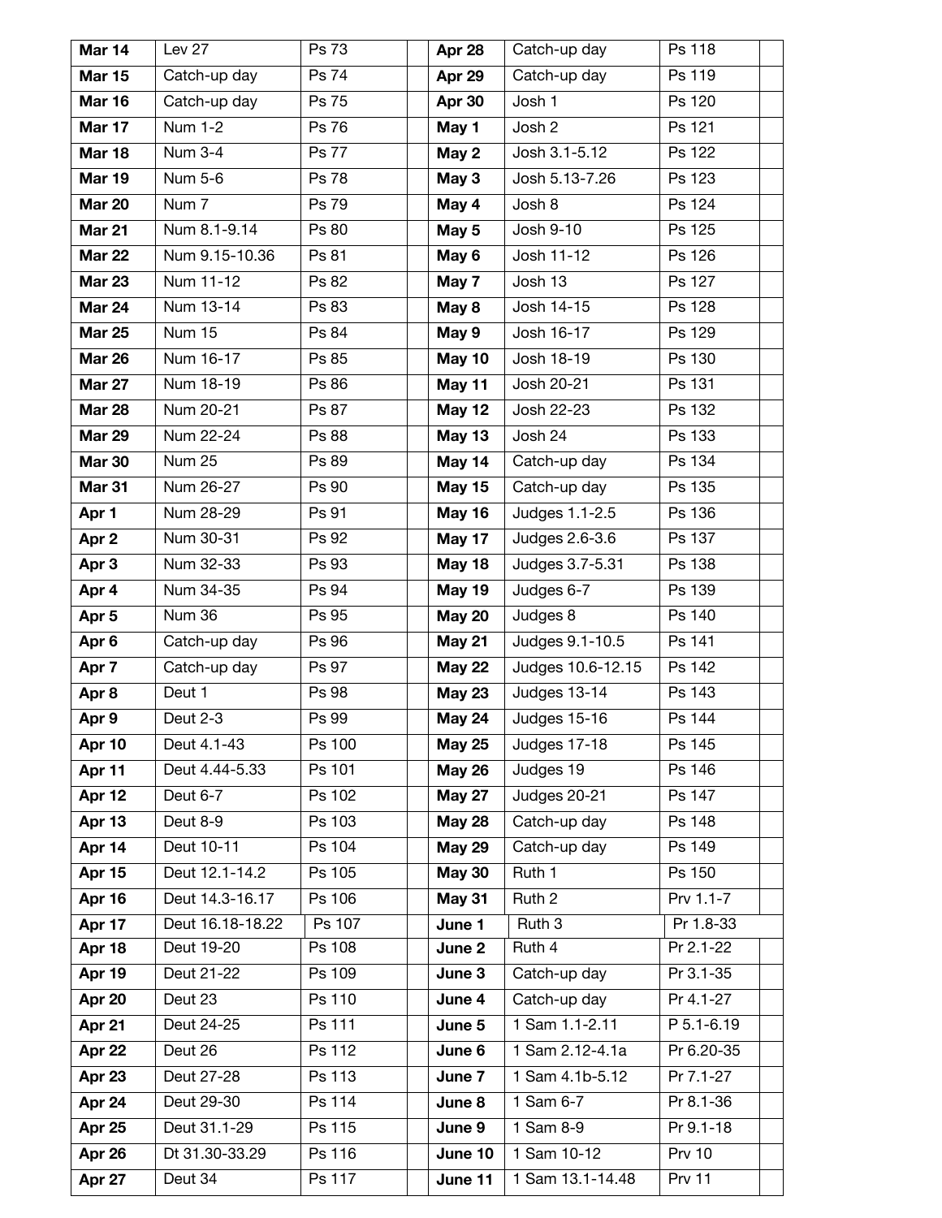| | | | | | | | |
|---|---|---|---|---|---|---|---|
| **Mar 14** | Lev 27 | Ps 73 | | **Apr 28** | Catch-up day | Ps 118 | |
| **Mar 15** | Catch-up day | Ps 74 | | **Apr 29** | Catch-up day | Ps 119 | |
| **Mar 16** | Catch-up day | Ps 75 | | **Apr 30** | Josh 1 | Ps 120 | |
| **Mar 17** | Num 1-2 | Ps 76 | | **May 1** | Josh 2 | Ps 121 | |
| **Mar 18** | Num 3-4 | Ps 77 | | **May 2** | Josh 3.1-5.12 | Ps 122 | |
| **Mar 19** | Num 5-6 | Ps 78 | | **May 3** | Josh 5.13-7.26 | Ps 123 | |
| **Mar 20** | Num 7 | Ps 79 | | **May 4** | Josh 8 | Ps 124 | |
| **Mar 21** | Num 8.1-9.14 | Ps 80 | | **May 5** | Josh 9-10 | Ps 125 | |
| **Mar 22** | Num 9.15-10.36 | Ps 81 | | **May 6** | Josh 11-12 | Ps 126 | |
| **Mar 23** | Num 11-12 | Ps 82 | | **May 7** | Josh 13 | Ps 127 | |
| **Mar 24** | Num 13-14 | Ps 83 | | **May 8** | Josh 14-15 | Ps 128 | |
| **Mar 25** | Num 15 | Ps 84 | | **May 9** | Josh 16-17 | Ps 129 | |
| **Mar 26** | Num 16-17 | Ps 85 | | **May 10** | Josh 18-19 | Ps 130 | |
| **Mar 27** | Num 18-19 | Ps 86 | | **May 11** | Josh 20-21 | Ps 131 | |
| **Mar 28** | Num 20-21 | Ps 87 | | **May 12** | Josh 22-23 | Ps 132 | |
| **Mar 29** | Num 22-24 | Ps 88 | | **May 13** | Josh 24 | Ps 133 | |
| **Mar 30** | Num 25 | Ps 89 | | **May 14** | Catch-up day | Ps 134 | |
| **Mar 31** | Num 26-27 | Ps 90 | | **May 15** | Catch-up day | Ps 135 | |
| **Apr 1** | Num 28-29 | Ps 91 | | **May 16** | Judges 1.1-2.5 | Ps 136 | |
| **Apr 2** | Num 30-31 | Ps 92 | | **May 17** | Judges 2.6-3.6 | Ps 137 | |
| **Apr 3** | Num 32-33 | Ps 93 | | **May 18** | Judges 3.7-5.31 | Ps 138 | |
| **Apr 4** | Num 34-35 | Ps 94 | | **May 19** | Judges 6-7 | Ps 139 | |
| **Apr 5** | Num 36 | Ps 95 | | **May 20** | Judges 8 | Ps 140 | |
| **Apr 6** | Catch-up day | Ps 96 | | **May 21** | Judges 9.1-10.5 | Ps 141 | |
| **Apr 7** | Catch-up day | Ps 97 | | **May 22** | Judges 10.6-12.15 | Ps 142 | |
| **Apr 8** | Deut 1 | Ps 98 | | **May 23** | Judges 13-14 | Ps 143 | |
| **Apr 9** | Deut 2-3 | Ps 99 | | **May 24** | Judges 15-16 | Ps 144 | |
| **Apr 10** | Deut 4.1-43 | Ps 100 | | **May 25** | Judges 17-18 | Ps 145 | |
| **Apr 11** | Deut 4.44-5.33 | Ps 101 | | **May 26** | Judges 19 | Ps 146 | |
| **Apr 12** | Deut 6-7 | Ps 102 | | **May 27** | Judges 20-21 | Ps 147 | |
| **Apr 13** | Deut 8-9 | Ps 103 | | **May 28** | Catch-up day | Ps 148 | |
| **Apr 14** | Deut 10-11 | Ps 104 | | **May 29** | Catch-up day | Ps 149 | |
| **Apr 15** | Deut 12.1-14.2 | Ps 105 | | **May 30** | Ruth 1 | Ps 150 | |
| **Apr 16** | Deut 14.3-16.17 | Ps 106 | | **May 31** | Ruth 2 | Prv 1.1-7 | |
| **Apr 17** | Deut 16.18-18.22 | Ps 107 | | **June 1** | Ruth 3 | Pr 1.8-33 | |
| **Apr 18** | Deut 19-20 | Ps 108 | | **June 2** | Ruth 4 | Pr 2.1-22 | |
| **Apr 19** | Deut 21-22 | Ps 109 | | **June 3** | Catch-up day | Pr 3.1-35 | |
| **Apr 20** | Deut 23 | Ps 110 | | **June 4** | Catch-up day | Pr 4.1-27 | |
| **Apr 21** | Deut 24-25 | Ps 111 | | **June 5** | 1 Sam 1.1-2.11 | P 5.1-6.19 | |
| **Apr 22** | Deut 26 | Ps 112 | | **June 6** | 1 Sam 2.12-4.1a | Pr 6.20-35 | |
| **Apr 23** | Deut 27-28 | Ps 113 | | **June 7** | 1 Sam 4.1b-5.12 | Pr 7.1-27 | |
| **Apr 24** | Deut 29-30 | Ps 114 | | **June 8** | 1 Sam 6-7 | Pr 8.1-36 | |
| **Apr 25** | Deut 31.1-29 | Ps 115 | | **June 9** | 1 Sam 8-9 | Pr 9.1-18 | |
| **Apr 26** | Dt 31.30-33.29 | Ps 116 | | **June 10** | 1 Sam 10-12 | Prv 10 | |
| **Apr 27** | Deut 34 | Ps 117 | | **June 11** | 1 Sam 13.1-14.48 | Prv 11 | |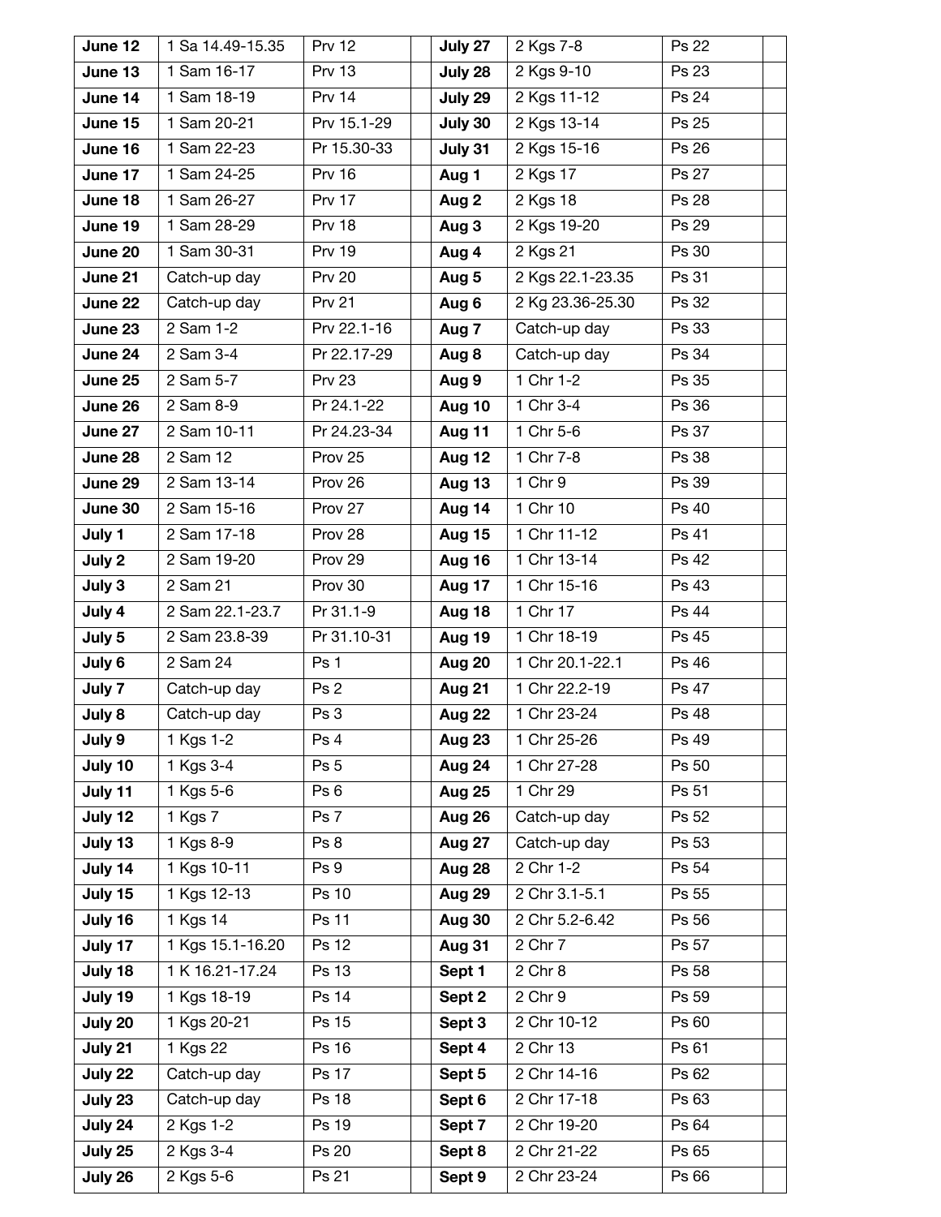| June 12 | 1 Sa 14.49-15.35 | Prv 12 | | July 27 | 2 Kgs 7-8 | Ps 22 | |
|---|---|---|---|---|---|---|---|
| June 13 | 1 Sam 16-17 | Prv 13 | | July 28 | 2 Kgs 9-10 | Ps 23 | |
| June 14 | 1 Sam 18-19 | Prv 14 | | July 29 | 2 Kgs 11-12 | Ps 24 | |
| June 15 | 1 Sam 20-21 | Prv 15.1-29 | | July 30 | 2 Kgs 13-14 | Ps 25 | |
| June 16 | 1 Sam 22-23 | Pr 15.30-33 | | July 31 | 2 Kgs 15-16 | Ps 26 | |
| June 17 | 1 Sam 24-25 | Prv 16 | | Aug 1 | 2 Kgs 17 | Ps 27 | |
| June 18 | 1 Sam 26-27 | Prv 17 | | Aug 2 | 2 Kgs 18 | Ps 28 | |
| June 19 | 1 Sam 28-29 | Prv 18 | | Aug 3 | 2 Kgs 19-20 | Ps 29 | |
| June 20 | 1 Sam 30-31 | Prv 19 | | Aug 4 | 2 Kgs 21 | Ps 30 | |
| June 21 | Catch-up day | Prv 20 | | Aug 5 | 2 Kgs 22.1-23.35 | Ps 31 | |
| June 22 | Catch-up day | Prv 21 | | Aug 6 | 2 Kg 23.36-25.30 | Ps 32 | |
| June 23 | 2 Sam 1-2 | Prv 22.1-16 | | Aug 7 | Catch-up day | Ps 33 | |
| June 24 | 2 Sam 3-4 | Pr 22.17-29 | | Aug 8 | Catch-up day | Ps 34 | |
| June 25 | 2 Sam 5-7 | Prv 23 | | Aug 9 | 1 Chr 1-2 | Ps 35 | |
| June 26 | 2 Sam 8-9 | Pr 24.1-22 | | Aug 10 | 1 Chr 3-4 | Ps 36 | |
| June 27 | 2 Sam 10-11 | Pr 24.23-34 | | Aug 11 | 1 Chr 5-6 | Ps 37 | |
| June 28 | 2 Sam 12 | Prov 25 | | Aug 12 | 1 Chr 7-8 | Ps 38 | |
| June 29 | 2 Sam 13-14 | Prov 26 | | Aug 13 | 1 Chr 9 | Ps 39 | |
| June 30 | 2 Sam 15-16 | Prov 27 | | Aug 14 | 1 Chr 10 | Ps 40 | |
| July 1 | 2 Sam 17-18 | Prov 28 | | Aug 15 | 1 Chr 11-12 | Ps 41 | |
| July 2 | 2 Sam 19-20 | Prov 29 | | Aug 16 | 1 Chr 13-14 | Ps 42 | |
| July 3 | 2 Sam 21 | Prov 30 | | Aug 17 | 1 Chr 15-16 | Ps 43 | |
| July 4 | 2 Sam 22.1-23.7 | Pr 31.1-9 | | Aug 18 | 1 Chr 17 | Ps 44 | |
| July 5 | 2 Sam 23.8-39 | Pr 31.10-31 | | Aug 19 | 1 Chr 18-19 | Ps 45 | |
| July 6 | 2 Sam 24 | Ps 1 | | Aug 20 | 1 Chr 20.1-22.1 | Ps 46 | |
| July 7 | Catch-up day | Ps 2 | | Aug 21 | 1 Chr 22.2-19 | Ps 47 | |
| July 8 | Catch-up day | Ps 3 | | Aug 22 | 1 Chr 23-24 | Ps 48 | |
| July 9 | 1 Kgs 1-2 | Ps 4 | | Aug 23 | 1 Chr 25-26 | Ps 49 | |
| July 10 | 1 Kgs 3-4 | Ps 5 | | Aug 24 | 1 Chr 27-28 | Ps 50 | |
| July 11 | 1 Kgs 5-6 | Ps 6 | | Aug 25 | 1 Chr 29 | Ps 51 | |
| July 12 | 1 Kgs 7 | Ps 7 | | Aug 26 | Catch-up day | Ps 52 | |
| July 13 | 1 Kgs 8-9 | Ps 8 | | Aug 27 | Catch-up day | Ps 53 | |
| July 14 | 1 Kgs 10-11 | Ps 9 | | Aug 28 | 2 Chr 1-2 | Ps 54 | |
| July 15 | 1 Kgs 12-13 | Ps 10 | | Aug 29 | 2 Chr 3.1-5.1 | Ps 55 | |
| July 16 | 1 Kgs 14 | Ps 11 | | Aug 30 | 2 Chr 5.2-6.42 | Ps 56 | |
| July 17 | 1 Kgs 15.1-16.20 | Ps 12 | | Aug 31 | 2 Chr 7 | Ps 57 | |
| July 18 | 1 K 16.21-17.24 | Ps 13 | | Sept 1 | 2 Chr 8 | Ps 58 | |
| July 19 | 1 Kgs 18-19 | Ps 14 | | Sept 2 | 2 Chr 9 | Ps 59 | |
| July 20 | 1 Kgs 20-21 | Ps 15 | | Sept 3 | 2 Chr 10-12 | Ps 60 | |
| July 21 | 1 Kgs 22 | Ps 16 | | Sept 4 | 2 Chr 13 | Ps 61 | |
| July 22 | Catch-up day | Ps 17 | | Sept 5 | 2 Chr 14-16 | Ps 62 | |
| July 23 | Catch-up day | Ps 18 | | Sept 6 | 2 Chr 17-18 | Ps 63 | |
| July 24 | 2 Kgs 1-2 | Ps 19 | | Sept 7 | 2 Chr 19-20 | Ps 64 | |
| July 25 | 2 Kgs 3-4 | Ps 20 | | Sept 8 | 2 Chr 21-22 | Ps 65 | |
| July 26 | 2 Kgs 5-6 | Ps 21 | | Sept 9 | 2 Chr 23-24 | Ps 66 | |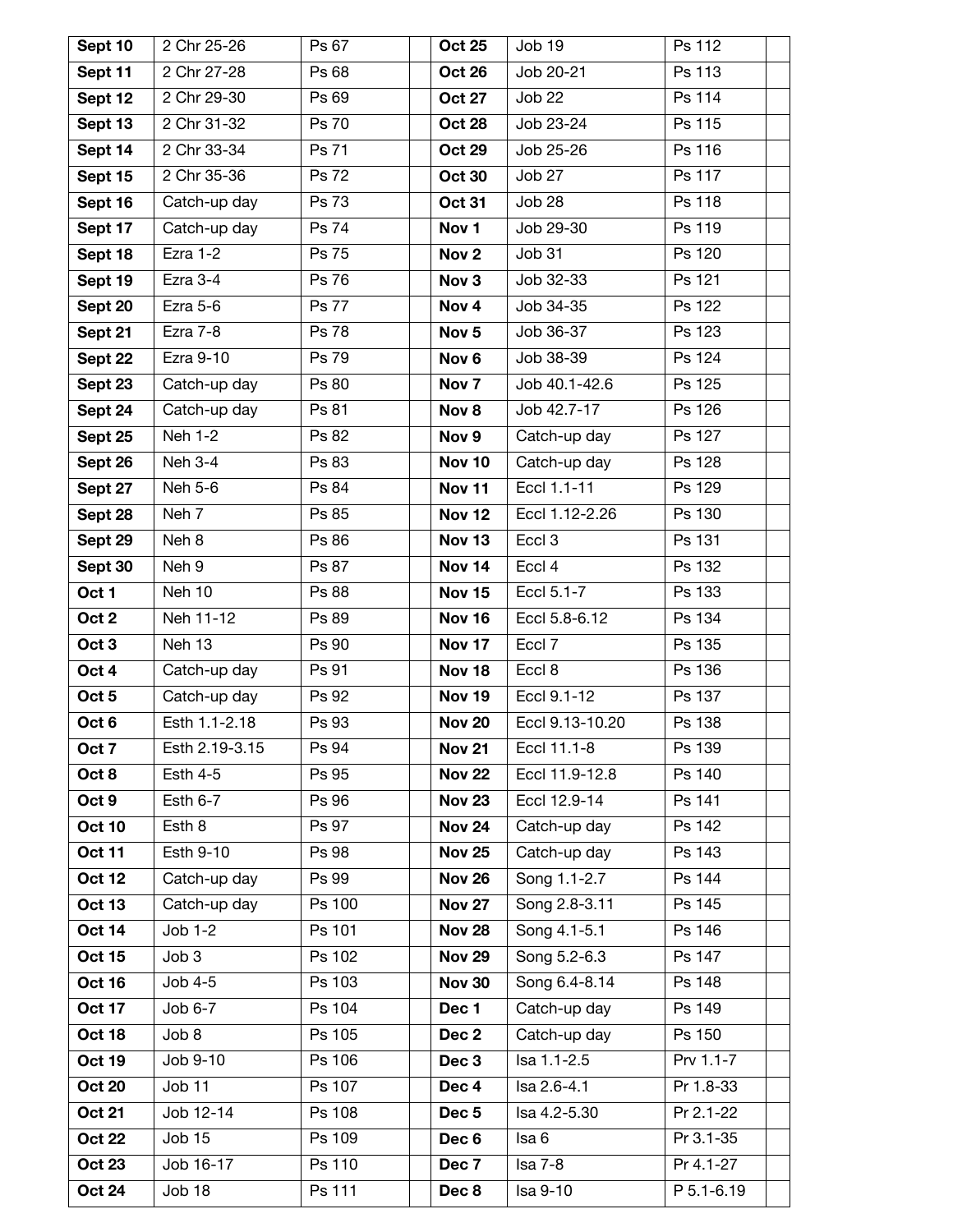| | | | | | | | |
|---|---|---|---|---|---|---|---|
| **Sept 10** | 2 Chr 25-26 | Ps 67 | | **Oct 25** | Job 19 | Ps 112 | |
| **Sept 11** | 2 Chr 27-28 | Ps 68 | | **Oct 26** | Job 20-21 | Ps 113 | |
| **Sept 12** | 2 Chr 29-30 | Ps 69 | | **Oct 27** | Job 22 | Ps 114 | |
| **Sept 13** | 2 Chr 31-32 | Ps 70 | | **Oct 28** | Job 23-24 | Ps 115 | |
| **Sept 14** | 2 Chr 33-34 | Ps 71 | | **Oct 29** | Job 25-26 | Ps 116 | |
| **Sept 15** | 2 Chr 35-36 | Ps 72 | | **Oct 30** | Job 27 | Ps 117 | |
| **Sept 16** | Catch-up day | Ps 73 | | **Oct 31** | Job 28 | Ps 118 | |
| **Sept 17** | Catch-up day | Ps 74 | | **Nov 1** | Job 29-30 | Ps 119 | |
| **Sept 18** | Ezra 1-2 | Ps 75 | | **Nov 2** | Job 31 | Ps 120 | |
| **Sept 19** | Ezra 3-4 | Ps 76 | | **Nov 3** | Job 32-33 | Ps 121 | |
| **Sept 20** | Ezra 5-6 | Ps 77 | | **Nov 4** | Job 34-35 | Ps 122 | |
| **Sept 21** | Ezra 7-8 | Ps 78 | | **Nov 5** | Job 36-37 | Ps 123 | |
| **Sept 22** | Ezra 9-10 | Ps 79 | | **Nov 6** | Job 38-39 | Ps 124 | |
| **Sept 23** | Catch-up day | Ps 80 | | **Nov 7** | Job 40.1-42.6 | Ps 125 | |
| **Sept 24** | Catch-up day | Ps 81 | | **Nov 8** | Job 42.7-17 | Ps 126 | |
| **Sept 25** | Neh 1-2 | Ps 82 | | **Nov 9** | Catch-up day | Ps 127 | |
| **Sept 26** | Neh 3-4 | Ps 83 | | **Nov 10** | Catch-up day | Ps 128 | |
| **Sept 27** | Neh 5-6 | Ps 84 | | **Nov 11** | Eccl 1.1-11 | Ps 129 | |
| **Sept 28** | Neh 7 | Ps 85 | | **Nov 12** | Eccl 1.12-2.26 | Ps 130 | |
| **Sept 29** | Neh 8 | Ps 86 | | **Nov 13** | Eccl 3 | Ps 131 | |
| **Sept 30** | Neh 9 | Ps 87 | | **Nov 14** | Eccl 4 | Ps 132 | |
| **Oct 1** | Neh 10 | Ps 88 | | **Nov 15** | Eccl 5.1-7 | Ps 133 | |
| **Oct 2** | Neh 11-12 | Ps 89 | | **Nov 16** | Eccl 5.8-6.12 | Ps 134 | |
| **Oct 3** | Neh 13 | Ps 90 | | **Nov 17** | Eccl 7 | Ps 135 | |
| **Oct 4** | Catch-up day | Ps 91 | | **Nov 18** | Eccl 8 | Ps 136 | |
| **Oct 5** | Catch-up day | Ps 92 | | **Nov 19** | Eccl 9.1-12 | Ps 137 | |
| **Oct 6** | Esth 1.1-2.18 | Ps 93 | | **Nov 20** | Eccl 9.13-10.20 | Ps 138 | |
| **Oct 7** | Esth 2.19-3.15 | Ps 94 | | **Nov 21** | Eccl 11.1-8 | Ps 139 | |
| **Oct 8** | Esth 4-5 | Ps 95 | | **Nov 22** | Eccl 11.9-12.8 | Ps 140 | |
| **Oct 9** | Esth 6-7 | Ps 96 | | **Nov 23** | Eccl 12.9-14 | Ps 141 | |
| **Oct 10** | Esth 8 | Ps 97 | | **Nov 24** | Catch-up day | Ps 142 | |
| **Oct 11** | Esth 9-10 | Ps 98 | | **Nov 25** | Catch-up day | Ps 143 | |
| **Oct 12** | Catch-up day | Ps 99 | | **Nov 26** | Song 1.1-2.7 | Ps 144 | |
| **Oct 13** | Catch-up day | Ps 100 | | **Nov 27** | Song 2.8-3.11 | Ps 145 | |
| **Oct 14** | Job 1-2 | Ps 101 | | **Nov 28** | Song 4.1-5.1 | Ps 146 | |
| **Oct 15** | Job 3 | Ps 102 | | **Nov 29** | Song 5.2-6.3 | Ps 147 | |
| **Oct 16** | Job 4-5 | Ps 103 | | **Nov 30** | Song 6.4-8.14 | Ps 148 | |
| **Oct 17** | Job 6-7 | Ps 104 | | **Dec 1** | Catch-up day | Ps 149 | |
| **Oct 18** | Job 8 | Ps 105 | | **Dec 2** | Catch-up day | Ps 150 | |
| **Oct 19** | Job 9-10 | Ps 106 | | **Dec 3** | Isa 1.1-2.5 | Prv 1.1-7 | |
| **Oct 20** | Job 11 | Ps 107 | | **Dec 4** | Isa 2.6-4.1 | Pr 1.8-33 | |
| **Oct 21** | Job 12-14 | Ps 108 | | **Dec 5** | Isa 4.2-5.30 | Pr 2.1-22 | |
| **Oct 22** | Job 15 | Ps 109 | | **Dec 6** | Isa 6 | Pr 3.1-35 | |
| **Oct 23** | Job 16-17 | Ps 110 | | **Dec 7** | Isa 7-8 | Pr 4.1-27 | |
| **Oct 24** | Job 18 | Ps 111 | | **Dec 8** | Isa 9-10 | P 5.1-6.19 | |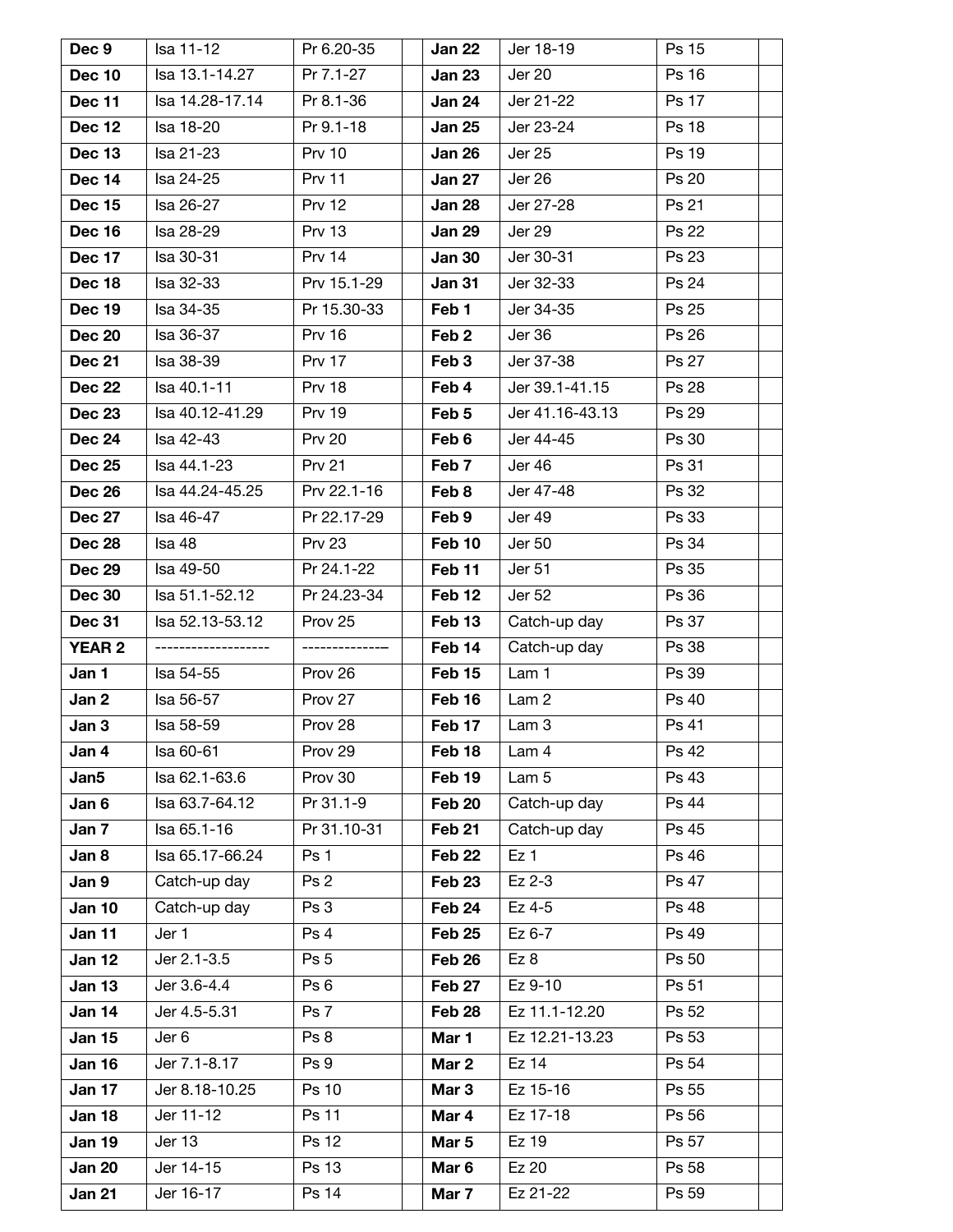| | | | | | | | |
|---|---|---|---|---|---|---|---|
| **Dec 9** | Isa 11-12 | Pr 6.20-35 | | **Jan 22** | Jer 18-19 | Ps 15 | |
| **Dec 10** | Isa 13.1-14.27 | Pr 7.1-27 | | **Jan 23** | Jer 20 | Ps 16 | |
| **Dec 11** | Isa 14.28-17.14 | Pr 8.1-36 | | **Jan 24** | Jer 21-22 | Ps 17 | |
| **Dec 12** | Isa 18-20 | Pr 9.1-18 | | **Jan 25** | Jer 23-24 | Ps 18 | |
| **Dec 13** | Isa 21-23 | Prv 10 | | **Jan 26** | Jer 25 | Ps 19 | |
| **Dec 14** | Isa 24-25 | Prv 11 | | **Jan 27** | Jer 26 | Ps 20 | |
| **Dec 15** | Isa 26-27 | Prv 12 | | **Jan 28** | Jer 27-28 | Ps 21 | |
| **Dec 16** | Isa 28-29 | Prv 13 | | **Jan 29** | Jer 29 | Ps 22 | |
| **Dec 17** | Isa 30-31 | Prv 14 | | **Jan 30** | Jer 30-31 | Ps 23 | |
| **Dec 18** | Isa 32-33 | Prv 15.1-29 | | **Jan 31** | Jer 32-33 | Ps 24 | |
| **Dec 19** | Isa 34-35 | Pr 15.30-33 | | **Feb 1** | Jer 34-35 | Ps 25 | |
| **Dec 20** | Isa 36-37 | Prv 16 | | **Feb 2** | Jer 36 | Ps 26 | |
| **Dec 21** | Isa 38-39 | Prv 17 | | **Feb 3** | Jer 37-38 | Ps 27 | |
| **Dec 22** | Isa 40.1-11 | Prv 18 | | **Feb 4** | Jer 39.1-41.15 | Ps 28 | |
| **Dec 23** | Isa 40.12-41.29 | Prv 19 | | **Feb 5** | Jer 41.16-43.13 | Ps 29 | |
| **Dec 24** | Isa 42-43 | Prv 20 | | **Feb 6** | Jer 44-45 | Ps 30 | |
| **Dec 25** | Isa 44.1-23 | Prv 21 | | **Feb 7** | Jer 46 | Ps 31 | |
| **Dec 26** | Isa 44.24-45.25 | Prv 22.1-16 | | **Feb 8** | Jer 47-48 | Ps 32 | |
| **Dec 27** | Isa 46-47 | Pr 22.17-29 | | **Feb 9** | Jer 49 | Ps 33 | |
| **Dec 28** | Isa 48 | Prv 23 | | **Feb 10** | Jer 50 | Ps 34 | |
| **Dec 29** | Isa 49-50 | Pr 24.1-22 | | **Feb 11** | Jer 51 | Ps 35 | |
| **Dec 30** | Isa 51.1-52.12 | Pr 24.23-34 | | **Feb 12** | Jer 52 | Ps 36 | |
| **Dec 31** | Isa 52.13-53.12 | Prov 25 | | **Feb 13** | Catch-up day | Ps 37 | |
| **YEAR 2** | ------------------- | -------------- | | **Feb 14** | Catch-up day | Ps 38 | |
| **Jan 1** | Isa 54-55 | Prov 26 | | **Feb 15** | Lam 1 | Ps 39 | |
| **Jan 2** | Isa 56-57 | Prov 27 | | **Feb 16** | Lam 2 | Ps 40 | |
| **Jan 3** | Isa 58-59 | Prov 28 | | **Feb 17** | Lam 3 | Ps 41 | |
| **Jan 4** | Isa 60-61 | Prov 29 | | **Feb 18** | Lam 4 | Ps 42 | |
| **Jan5** | Isa 62.1-63.6 | Prov 30 | | **Feb 19** | Lam 5 | Ps 43 | |
| **Jan 6** | Isa 63.7-64.12 | Pr 31.1-9 | | **Feb 20** | Catch-up day | Ps 44 | |
| **Jan 7** | Isa 65.1-16 | Pr 31.10-31 | | **Feb 21** | Catch-up day | Ps 45 | |
| **Jan 8** | Isa 65.17-66.24 | Ps 1 | | **Feb 22** | Ez 1 | Ps 46 | |
| **Jan 9** | Catch-up day | Ps 2 | | **Feb 23** | Ez 2-3 | Ps 47 | |
| **Jan 10** | Catch-up day | Ps 3 | | **Feb 24** | Ez 4-5 | Ps 48 | |
| **Jan 11** | Jer 1 | Ps 4 | | **Feb 25** | Ez 6-7 | Ps 49 | |
| **Jan 12** | Jer 2.1-3.5 | Ps 5 | | **Feb 26** | Ez 8 | Ps 50 | |
| **Jan 13** | Jer 3.6-4.4 | Ps 6 | | **Feb 27** | Ez 9-10 | Ps 51 | |
| **Jan 14** | Jer 4.5-5.31 | Ps 7 | | **Feb 28** | Ez 11.1-12.20 | Ps 52 | |
| **Jan 15** | Jer 6 | Ps 8 | | **Mar 1** | Ez 12.21-13.23 | Ps 53 | |
| **Jan 16** | Jer 7.1-8.17 | Ps 9 | | **Mar 2** | Ez 14 | Ps 54 | |
| **Jan 17** | Jer 8.18-10.25 | Ps 10 | | **Mar 3** | Ez 15-16 | Ps 55 | |
| **Jan 18** | Jer 11-12 | Ps 11 | | **Mar 4** | Ez 17-18 | Ps 56 | |
| **Jan 19** | Jer 13 | Ps 12 | | **Mar 5** | Ez 19 | Ps 57 | |
| **Jan 20** | Jer 14-15 | Ps 13 | | **Mar 6** | Ez 20 | Ps 58 | |
| **Jan 21** | Jer 16-17 | Ps 14 | | **Mar 7** | Ez 21-22 | Ps 59 | |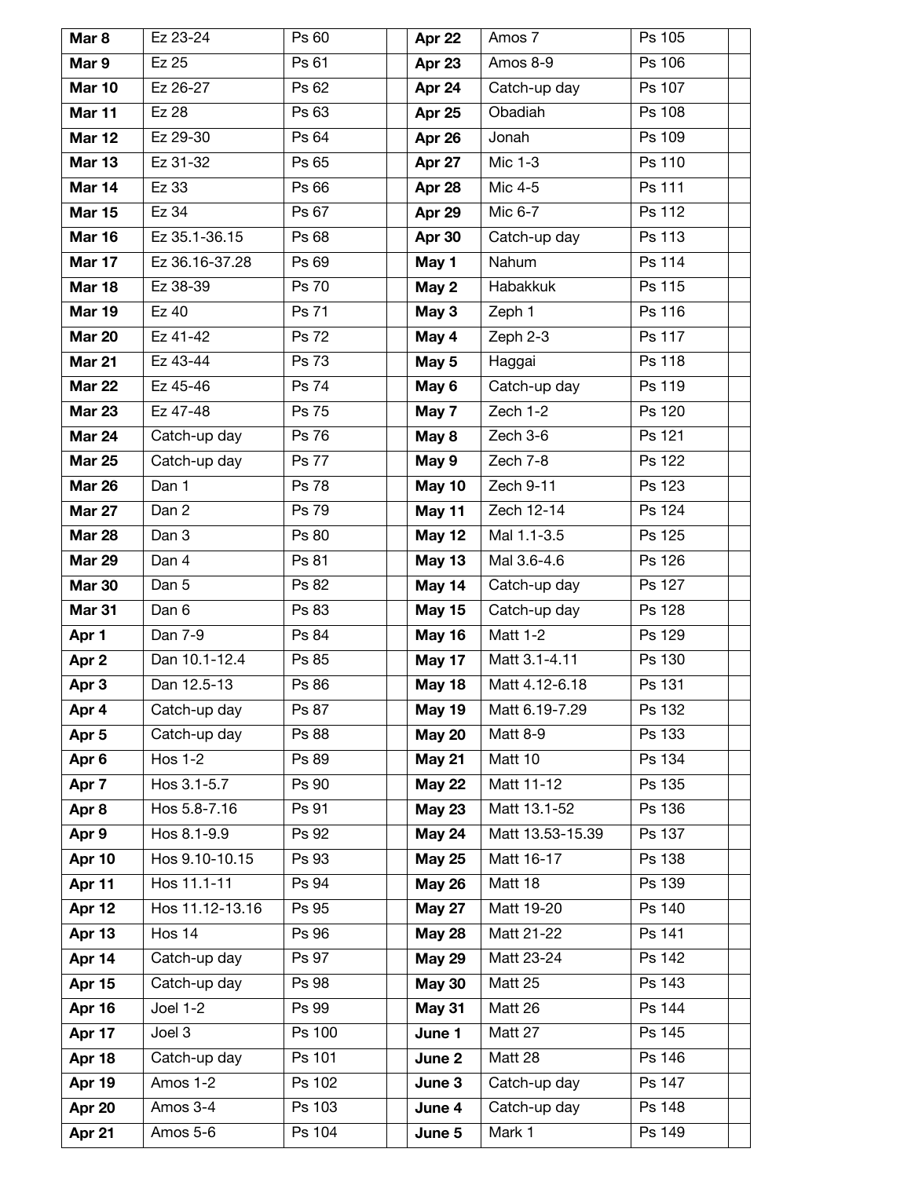| | | | | | | | |
|---|---|---|---|---|---|---|---|
| **Mar 8** | Ez 23-24 | Ps 60 | | **Apr 22** | Amos 7 | Ps 105 | |
| **Mar 9** | Ez 25 | Ps 61 | | **Apr 23** | Amos 8-9 | Ps 106 | |
| **Mar 10** | Ez 26-27 | Ps 62 | | **Apr 24** | Catch-up day | Ps 107 | |
| **Mar 11** | Ez 28 | Ps 63 | | **Apr 25** | Obadiah | Ps 108 | |
| **Mar 12** | Ez 29-30 | Ps 64 | | **Apr 26** | Jonah | Ps 109 | |
| **Mar 13** | Ez 31-32 | Ps 65 | | **Apr 27** | Mic 1-3 | Ps 110 | |
| **Mar 14** | Ez 33 | Ps 66 | | **Apr 28** | Mic 4-5 | Ps 111 | |
| **Mar 15** | Ez 34 | Ps 67 | | **Apr 29** | Mic 6-7 | Ps 112 | |
| **Mar 16** | Ez 35.1-36.15 | Ps 68 | | **Apr 30** | Catch-up day | Ps 113 | |
| **Mar 17** | Ez 36.16-37.28 | Ps 69 | | **May 1** | Nahum | Ps 114 | |
| **Mar 18** | Ez 38-39 | Ps 70 | | **May 2** | Habakkuk | Ps 115 | |
| **Mar 19** | Ez 40 | Ps 71 | | **May 3** | Zeph 1 | Ps 116 | |
| **Mar 20** | Ez 41-42 | Ps 72 | | **May 4** | Zeph 2-3 | Ps 117 | |
| **Mar 21** | Ez 43-44 | Ps 73 | | **May 5** | Haggai | Ps 118 | |
| **Mar 22** | Ez 45-46 | Ps 74 | | **May 6** | Catch-up day | Ps 119 | |
| **Mar 23** | Ez 47-48 | Ps 75 | | **May 7** | Zech 1-2 | Ps 120 | |
| **Mar 24** | Catch-up day | Ps 76 | | **May 8** | Zech 3-6 | Ps 121 | |
| **Mar 25** | Catch-up day | Ps 77 | | **May 9** | Zech 7-8 | Ps 122 | |
| **Mar 26** | Dan 1 | Ps 78 | | **May 10** | Zech 9-11 | Ps 123 | |
| **Mar 27** | Dan 2 | Ps 79 | | **May 11** | Zech 12-14 | Ps 124 | |
| **Mar 28** | Dan 3 | Ps 80 | | **May 12** | Mal 1.1-3.5 | Ps 125 | |
| **Mar 29** | Dan 4 | Ps 81 | | **May 13** | Mal 3.6-4.6 | Ps 126 | |
| **Mar 30** | Dan 5 | Ps 82 | | **May 14** | Catch-up day | Ps 127 | |
| **Mar 31** | Dan 6 | Ps 83 | | **May 15** | Catch-up day | Ps 128 | |
| **Apr 1** | Dan 7-9 | Ps 84 | | **May 16** | Matt 1-2 | Ps 129 | |
| **Apr 2** | Dan 10.1-12.4 | Ps 85 | | **May 17** | Matt 3.1-4.11 | Ps 130 | |
| **Apr 3** | Dan 12.5-13 | Ps 86 | | **May 18** | Matt 4.12-6.18 | Ps 131 | |
| **Apr 4** | Catch-up day | Ps 87 | | **May 19** | Matt 6.19-7.29 | Ps 132 | |
| **Apr 5** | Catch-up day | Ps 88 | | **May 20** | Matt 8-9 | Ps 133 | |
| **Apr 6** | Hos 1-2 | Ps 89 | | **May 21** | Matt 10 | Ps 134 | |
| **Apr 7** | Hos 3.1-5.7 | Ps 90 | | **May 22** | Matt 11-12 | Ps 135 | |
| **Apr 8** | Hos 5.8-7.16 | Ps 91 | | **May 23** | Matt 13.1-52 | Ps 136 | |
| **Apr 9** | Hos 8.1-9.9 | Ps 92 | | **May 24** | Matt 13.53-15.39 | Ps 137 | |
| **Apr 10** | Hos 9.10-10.15 | Ps 93 | | **May 25** | Matt 16-17 | Ps 138 | |
| **Apr 11** | Hos 11.1-11 | Ps 94 | | **May 26** | Matt 18 | Ps 139 | |
| **Apr 12** | Hos 11.12-13.16 | Ps 95 | | **May 27** | Matt 19-20 | Ps 140 | |
| **Apr 13** | Hos 14 | Ps 96 | | **May 28** | Matt 21-22 | Ps 141 | |
| **Apr 14** | Catch-up day | Ps 97 | | **May 29** | Matt 23-24 | Ps 142 | |
| **Apr 15** | Catch-up day | Ps 98 | | **May 30** | Matt 25 | Ps 143 | |
| **Apr 16** | Joel 1-2 | Ps 99 | | **May 31** | Matt 26 | Ps 144 | |
| **Apr 17** | Joel 3 | Ps 100 | | **June 1** | Matt 27 | Ps 145 | |
| **Apr 18** | Catch-up day | Ps 101 | | **June 2** | Matt 28 | Ps 146 | |
| **Apr 19** | Amos 1-2 | Ps 102 | | **June 3** | Catch-up day | Ps 147 | |
| **Apr 20** | Amos 3-4 | Ps 103 | | **June 4** | Catch-up day | Ps 148 | |
| **Apr 21** | Amos 5-6 | Ps 104 | | **June 5** | Mark 1 | Ps 149 | |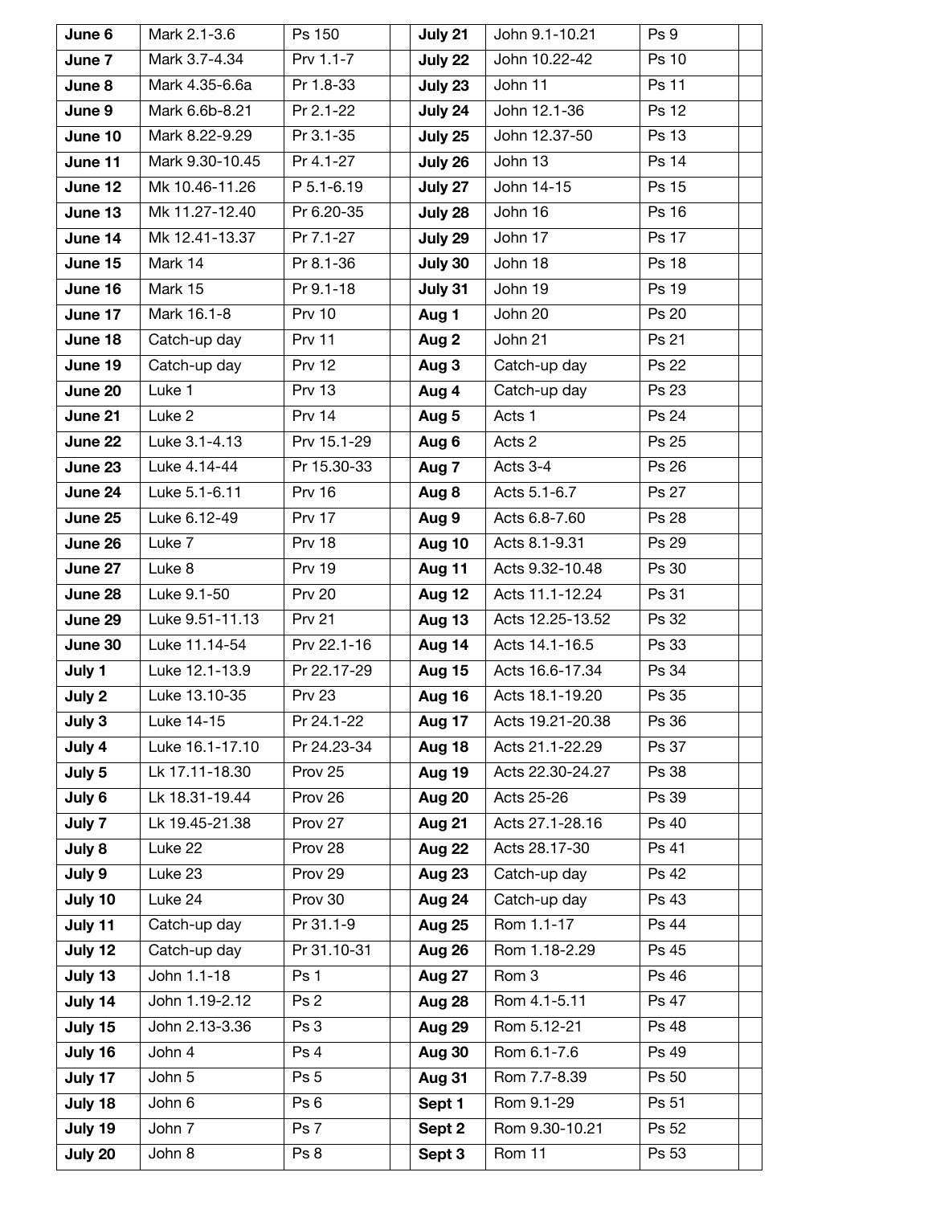| June 6 | Mark 2.1-3.6 | Ps 150 | | July 21 | John 9.1-10.21 | Ps 9 | |
|---|---|---|---|---|---|---|---|
| June 7 | Mark 3.7-4.34 | Prv 1.1-7 | | July 22 | John 10.22-42 | Ps 10 | |
| June 8 | Mark 4.35-6.6a | Pr 1.8-33 | | July 23 | John 11 | Ps 11 | |
| June 9 | Mark 6.6b-8.21 | Pr 2.1-22 | | July 24 | John 12.1-36 | Ps 12 | |
| June 10 | Mark 8.22-9.29 | Pr 3.1-35 | | July 25 | John 12.37-50 | Ps 13 | |
| June 11 | Mark 9.30-10.45 | Pr 4.1-27 | | July 26 | John 13 | Ps 14 | |
| June 12 | Mk 10.46-11.26 | P 5.1-6.19 | | July 27 | John 14-15 | Ps 15 | |
| June 13 | Mk 11.27-12.40 | Pr 6.20-35 | | July 28 | John 16 | Ps 16 | |
| June 14 | Mk 12.41-13.37 | Pr 7.1-27 | | July 29 | John 17 | Ps 17 | |
| June 15 | Mark 14 | Pr 8.1-36 | | July 30 | John 18 | Ps 18 | |
| June 16 | Mark 15 | Pr 9.1-18 | | July 31 | John 19 | Ps 19 | |
| June 17 | Mark 16.1-8 | Prv 10 | | Aug 1 | John 20 | Ps 20 | |
| June 18 | Catch-up day | Prv 11 | | Aug 2 | John 21 | Ps 21 | |
| June 19 | Catch-up day | Prv 12 | | Aug 3 | Catch-up day | Ps 22 | |
| June 20 | Luke 1 | Prv 13 | | Aug 4 | Catch-up day | Ps 23 | |
| June 21 | Luke 2 | Prv 14 | | Aug 5 | Acts 1 | Ps 24 | |
| June 22 | Luke 3.1-4.13 | Prv 15.1-29 | | Aug 6 | Acts 2 | Ps 25 | |
| June 23 | Luke 4.14-44 | Pr 15.30-33 | | Aug 7 | Acts 3-4 | Ps 26 | |
| June 24 | Luke 5.1-6.11 | Prv 16 | | Aug 8 | Acts 5.1-6.7 | Ps 27 | |
| June 25 | Luke 6.12-49 | Prv 17 | | Aug 9 | Acts 6.8-7.60 | Ps 28 | |
| June 26 | Luke 7 | Prv 18 | | Aug 10 | Acts 8.1-9.31 | Ps 29 | |
| June 27 | Luke 8 | Prv 19 | | Aug 11 | Acts 9.32-10.48 | Ps 30 | |
| June 28 | Luke 9.1-50 | Prv 20 | | Aug 12 | Acts 11.1-12.24 | Ps 31 | |
| June 29 | Luke 9.51-11.13 | Prv 21 | | Aug 13 | Acts 12.25-13.52 | Ps 32 | |
| June 30 | Luke 11.14-54 | Prv 22.1-16 | | Aug 14 | Acts 14.1-16.5 | Ps 33 | |
| July 1 | Luke 12.1-13.9 | Pr 22.17-29 | | Aug 15 | Acts 16.6-17.34 | Ps 34 | |
| July 2 | Luke 13.10-35 | Prv 23 | | Aug 16 | Acts 18.1-19.20 | Ps 35 | |
| July 3 | Luke 14-15 | Pr 24.1-22 | | Aug 17 | Acts 19.21-20.38 | Ps 36 | |
| July 4 | Luke 16.1-17.10 | Pr 24.23-34 | | Aug 18 | Acts 21.1-22.29 | Ps 37 | |
| July 5 | Lk 17.11-18.30 | Prov 25 | | Aug 19 | Acts 22.30-24.27 | Ps 38 | |
| July 6 | Lk 18.31-19.44 | Prov 26 | | Aug 20 | Acts 25-26 | Ps 39 | |
| July 7 | Lk 19.45-21.38 | Prov 27 | | Aug 21 | Acts 27.1-28.16 | Ps 40 | |
| July 8 | Luke 22 | Prov 28 | | Aug 22 | Acts 28.17-30 | Ps 41 | |
| July 9 | Luke 23 | Prov 29 | | Aug 23 | Catch-up day | Ps 42 | |
| July 10 | Luke 24 | Prov 30 | | Aug 24 | Catch-up day | Ps 43 | |
| July 11 | Catch-up day | Pr 31.1-9 | | Aug 25 | Rom 1.1-17 | Ps 44 | |
| July 12 | Catch-up day | Pr 31.10-31 | | Aug 26 | Rom 1.18-2.29 | Ps 45 | |
| July 13 | John 1.1-18 | Ps 1 | | Aug 27 | Rom 3 | Ps 46 | |
| July 14 | John 1.19-2.12 | Ps 2 | | Aug 28 | Rom 4.1-5.11 | Ps 47 | |
| July 15 | John 2.13-3.36 | Ps 3 | | Aug 29 | Rom 5.12-21 | Ps 48 | |
| July 16 | John 4 | Ps 4 | | Aug 30 | Rom 6.1-7.6 | Ps 49 | |
| July 17 | John 5 | Ps 5 | | Aug 31 | Rom 7.7-8.39 | Ps 50 | |
| July 18 | John 6 | Ps 6 | | Sept 1 | Rom 9.1-29 | Ps 51 | |
| July 19 | John 7 | Ps 7 | | Sept 2 | Rom 9.30-10.21 | Ps 52 | |
| July 20 | John 8 | Ps 8 | | Sept 3 | Rom 11 | Ps 53 | |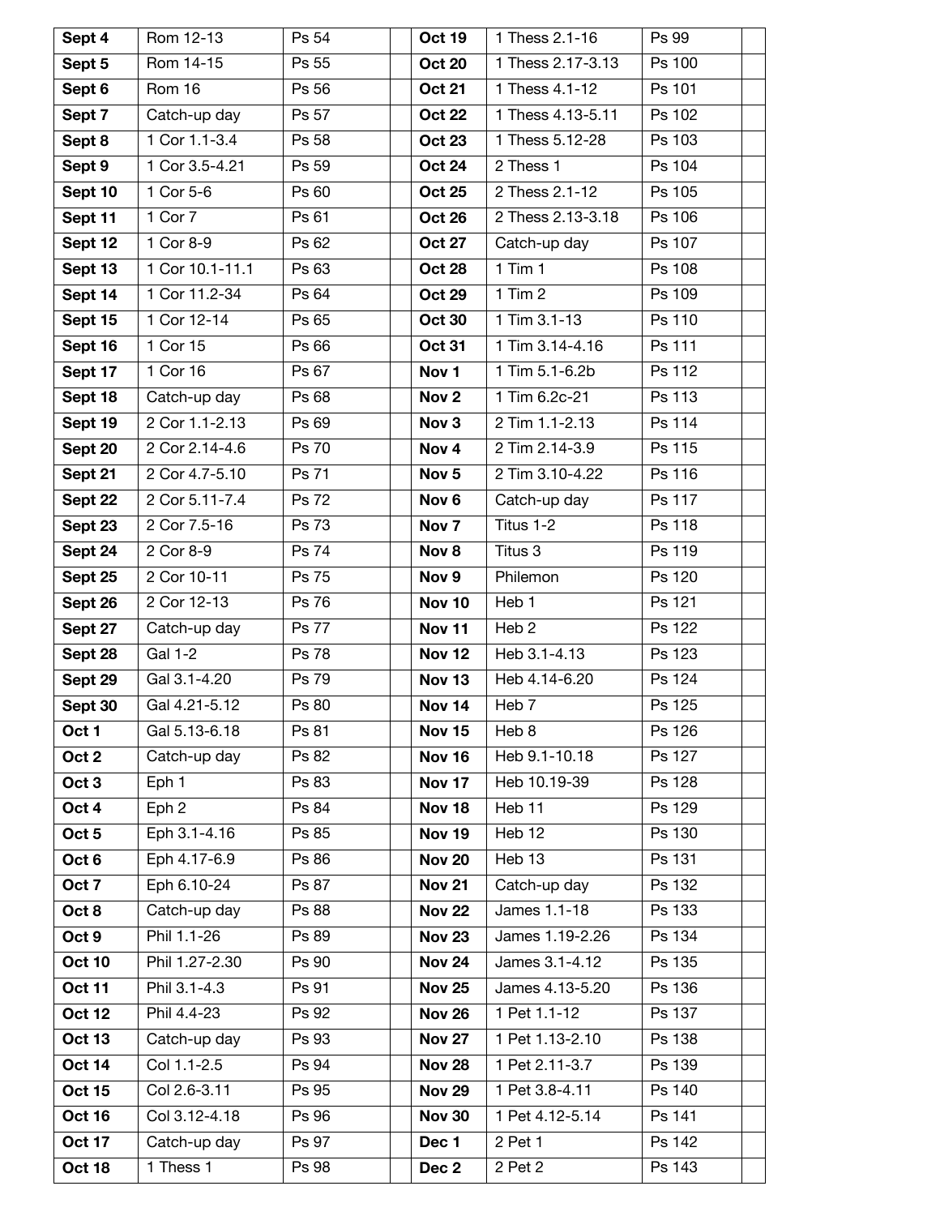| | | | | | | | |
|---|---|---|---|---|---|---|---|
| **Sept 4** | Rom 12-13 | Ps 54 | | **Oct 19** | 1 Thess 2.1-16 | Ps 99 | |
| **Sept 5** | Rom 14-15 | Ps 55 | | **Oct 20** | 1 Thess 2.17-3.13 | Ps 100 | |
| **Sept 6** | Rom 16 | Ps 56 | | **Oct 21** | 1 Thess 4.1-12 | Ps 101 | |
| **Sept 7** | Catch-up day | Ps 57 | | **Oct 22** | 1 Thess 4.13-5.11 | Ps 102 | |
| **Sept 8** | 1 Cor 1.1-3.4 | Ps 58 | | **Oct 23** | 1 Thess 5.12-28 | Ps 103 | |
| **Sept 9** | 1 Cor 3.5-4.21 | Ps 59 | | **Oct 24** | 2 Thess 1 | Ps 104 | |
| **Sept 10** | 1 Cor 5-6 | Ps 60 | | **Oct 25** | 2 Thess 2.1-12 | Ps 105 | |
| **Sept 11** | 1 Cor 7 | Ps 61 | | **Oct 26** | 2 Thess 2.13-3.18 | Ps 106 | |
| **Sept 12** | 1 Cor 8-9 | Ps 62 | | **Oct 27** | Catch-up day | Ps 107 | |
| **Sept 13** | 1 Cor 10.1-11.1 | Ps 63 | | **Oct 28** | 1 Tim 1 | Ps 108 | |
| **Sept 14** | 1 Cor 11.2-34 | Ps 64 | | **Oct 29** | 1 Tim 2 | Ps 109 | |
| **Sept 15** | 1 Cor 12-14 | Ps 65 | | **Oct 30** | 1 Tim 3.1-13 | Ps 110 | |
| **Sept 16** | 1 Cor 15 | Ps 66 | | **Oct 31** | 1 Tim 3.14-4.16 | Ps 111 | |
| **Sept 17** | 1 Cor 16 | Ps 67 | | **Nov 1** | 1 Tim 5.1-6.2b | Ps 112 | |
| **Sept 18** | Catch-up day | Ps 68 | | **Nov 2** | 1 Tim 6.2c-21 | Ps 113 | |
| **Sept 19** | 2 Cor 1.1-2.13 | Ps 69 | | **Nov 3** | 2 Tim 1.1-2.13 | Ps 114 | |
| **Sept 20** | 2 Cor 2.14-4.6 | Ps 70 | | **Nov 4** | 2 Tim 2.14-3.9 | Ps 115 | |
| **Sept 21** | 2 Cor 4.7-5.10 | Ps 71 | | **Nov 5** | 2 Tim 3.10-4.22 | Ps 116 | |
| **Sept 22** | 2 Cor 5.11-7.4 | Ps 72 | | **Nov 6** | Catch-up day | Ps 117 | |
| **Sept 23** | 2 Cor 7.5-16 | Ps 73 | | **Nov 7** | Titus 1-2 | Ps 118 | |
| **Sept 24** | 2 Cor 8-9 | Ps 74 | | **Nov 8** | Titus 3 | Ps 119 | |
| **Sept 25** | 2 Cor 10-11 | Ps 75 | | **Nov 9** | Philemon | Ps 120 | |
| **Sept 26** | 2 Cor 12-13 | Ps 76 | | **Nov 10** | Heb 1 | Ps 121 | |
| **Sept 27** | Catch-up day | Ps 77 | | **Nov 11** | Heb 2 | Ps 122 | |
| **Sept 28** | Gal 1-2 | Ps 78 | | **Nov 12** | Heb 3.1-4.13 | Ps 123 | |
| **Sept 29** | Gal 3.1-4.20 | Ps 79 | | **Nov 13** | Heb 4.14-6.20 | Ps 124 | |
| **Sept 30** | Gal 4.21-5.12 | Ps 80 | | **Nov 14** | Heb 7 | Ps 125 | |
| **Oct 1** | Gal 5.13-6.18 | Ps 81 | | **Nov 15** | Heb 8 | Ps 126 | |
| **Oct 2** | Catch-up day | Ps 82 | | **Nov 16** | Heb 9.1-10.18 | Ps 127 | |
| **Oct 3** | Eph 1 | Ps 83 | | **Nov 17** | Heb 10.19-39 | Ps 128 | |
| **Oct 4** | Eph 2 | Ps 84 | | **Nov 18** | Heb 11 | Ps 129 | |
| **Oct 5** | Eph 3.1-4.16 | Ps 85 | | **Nov 19** | Heb 12 | Ps 130 | |
| **Oct 6** | Eph 4.17-6.9 | Ps 86 | | **Nov 20** | Heb 13 | Ps 131 | |
| **Oct 7** | Eph 6.10-24 | Ps 87 | | **Nov 21** | Catch-up day | Ps 132 | |
| **Oct 8** | Catch-up day | Ps 88 | | **Nov 22** | James 1.1-18 | Ps 133 | |
| **Oct 9** | Phil 1.1-26 | Ps 89 | | **Nov 23** | James 1.19-2.26 | Ps 134 | |
| **Oct 10** | Phil 1.27-2.30 | Ps 90 | | **Nov 24** | James 3.1-4.12 | Ps 135 | |
| **Oct 11** | Phil 3.1-4.3 | Ps 91 | | **Nov 25** | James 4.13-5.20 | Ps 136 | |
| **Oct 12** | Phil 4.4-23 | Ps 92 | | **Nov 26** | 1 Pet 1.1-12 | Ps 137 | |
| **Oct 13** | Catch-up day | Ps 93 | | **Nov 27** | 1 Pet 1.13-2.10 | Ps 138 | |
| **Oct 14** | Col 1.1-2.5 | Ps 94 | | **Nov 28** | 1 Pet 2.11-3.7 | Ps 139 | |
| **Oct 15** | Col 2.6-3.11 | Ps 95 | | **Nov 29** | 1 Pet 3.8-4.11 | Ps 140 | |
| **Oct 16** | Col 3.12-4.18 | Ps 96 | | **Nov 30** | 1 Pet 4.12-5.14 | Ps 141 | |
| **Oct 17** | Catch-up day | Ps 97 | | **Dec 1** | 2 Pet 1 | Ps 142 | |
| **Oct 18** | 1 Thess 1 | Ps 98 | | **Dec 2** | 2 Pet 2 | Ps 143 | |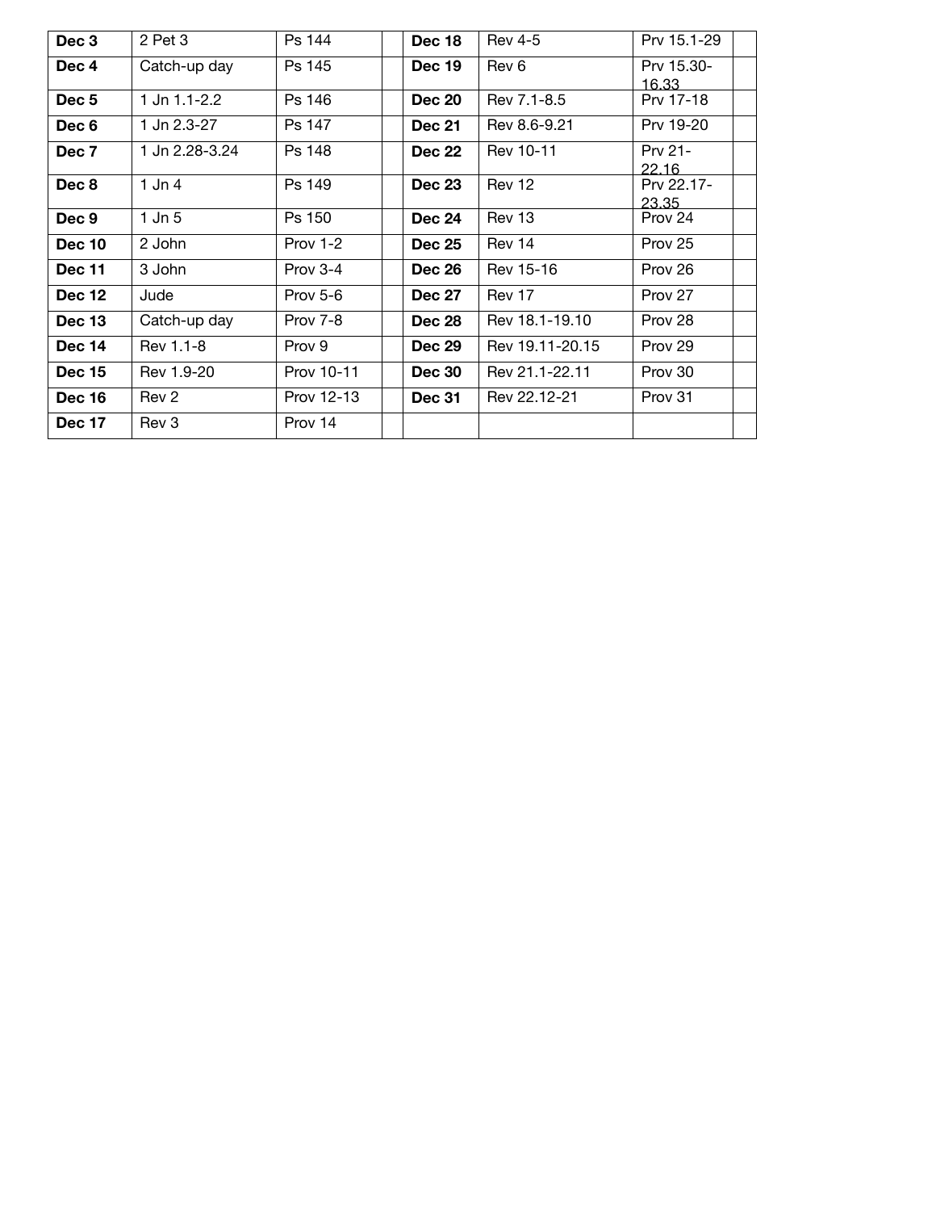| | | | | | | | |
|---|---|---|---|---|---|---|---|
| **Dec 3** | 2 Pet 3 | Ps 144 | | **Dec 18** | Rev 4-5 | Prv 15.1-29 | |
| **Dec 4** | Catch-up day | Ps 145 | | **Dec 19** | Rev 6 | Prv 15.30-16.33 | |
| **Dec 5** | 1 Jn 1.1-2.2 | Ps 146 | | **Dec 20** | Rev 7.1-8.5 | Prv 17-18 | |
| **Dec 6** | 1 Jn 2.3-27 | Ps 147 | | **Dec 21** | Rev 8.6-9.21 | Prv 19-20 | |
| **Dec 7** | 1 Jn 2.28-3.24 | Ps 148 | | **Dec 22** | Rev 10-11 | Prv 21-22.16 | |
| **Dec 8** | 1 Jn 4 | Ps 149 | | **Dec 23** | Rev 12 | Prv 22.17-23.35 | |
| **Dec 9** | 1 Jn 5 | Ps 150 | | **Dec 24** | Rev 13 | Prov 24 | |
| **Dec 10** | 2 John | Prov 1-2 | | **Dec 25** | Rev 14 | Prov 25 | |
| **Dec 11** | 3 John | Prov 3-4 | | **Dec 26** | Rev 15-16 | Prov 26 | |
| **Dec 12** | Jude | Prov 5-6 | | **Dec 27** | Rev 17 | Prov 27 | |
| **Dec 13** | Catch-up day | Prov 7-8 | | **Dec 28** | Rev 18.1-19.10 | Prov 28 | |
| **Dec 14** | Rev 1.1-8 | Prov 9 | | **Dec 29** | Rev 19.11-20.15 | Prov 29 | |
| **Dec 15** | Rev 1.9-20 | Prov 10-11 | | **Dec 30** | Rev 21.1-22.11 | Prov 30 | |
| **Dec 16** | Rev 2 | Prov 12-13 | | **Dec 31** | Rev 22.12-21 | Prov 31 | |
| **Dec 17** | Rev 3 | Prov 14 | | | | | |